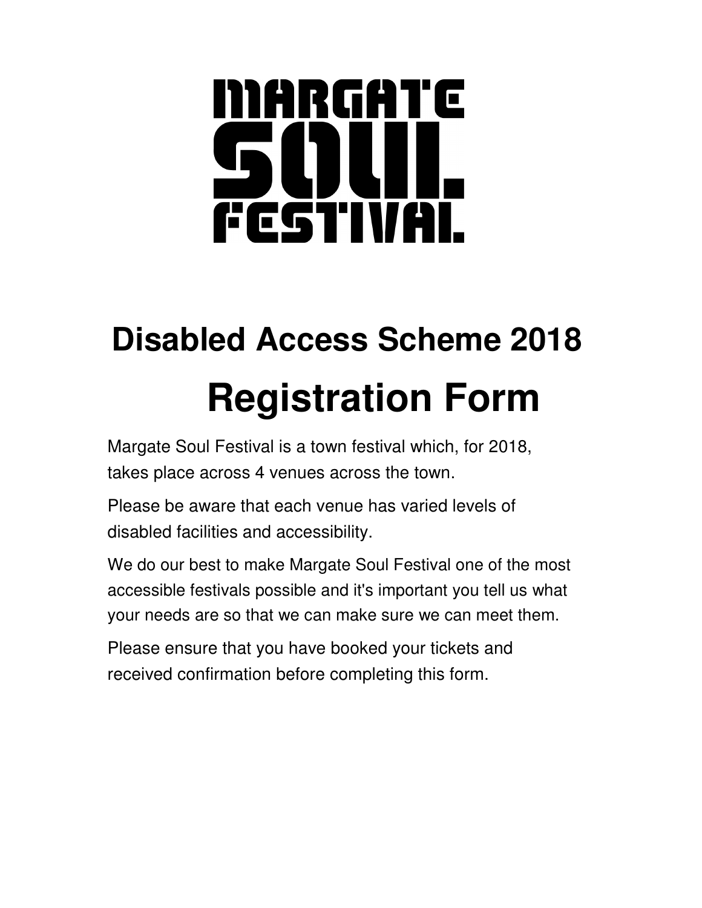# MARGATE SOUL FESTIVAL

## Disabled Access Scheme 2018

# Registration Form

Margate Soul Festival is a town festival which, for 2018, takes place across 4 venues across the town.

Please be aware that each venue has varied levels of disabled facilities and accessibility.

We do our best to make Margate Soul Festival one of the most accessible festivals possible and it's important you tell us what your needs are so that we can make sure we can meet them.

Please ensure that you have booked your tickets and received confirmation before completing this form.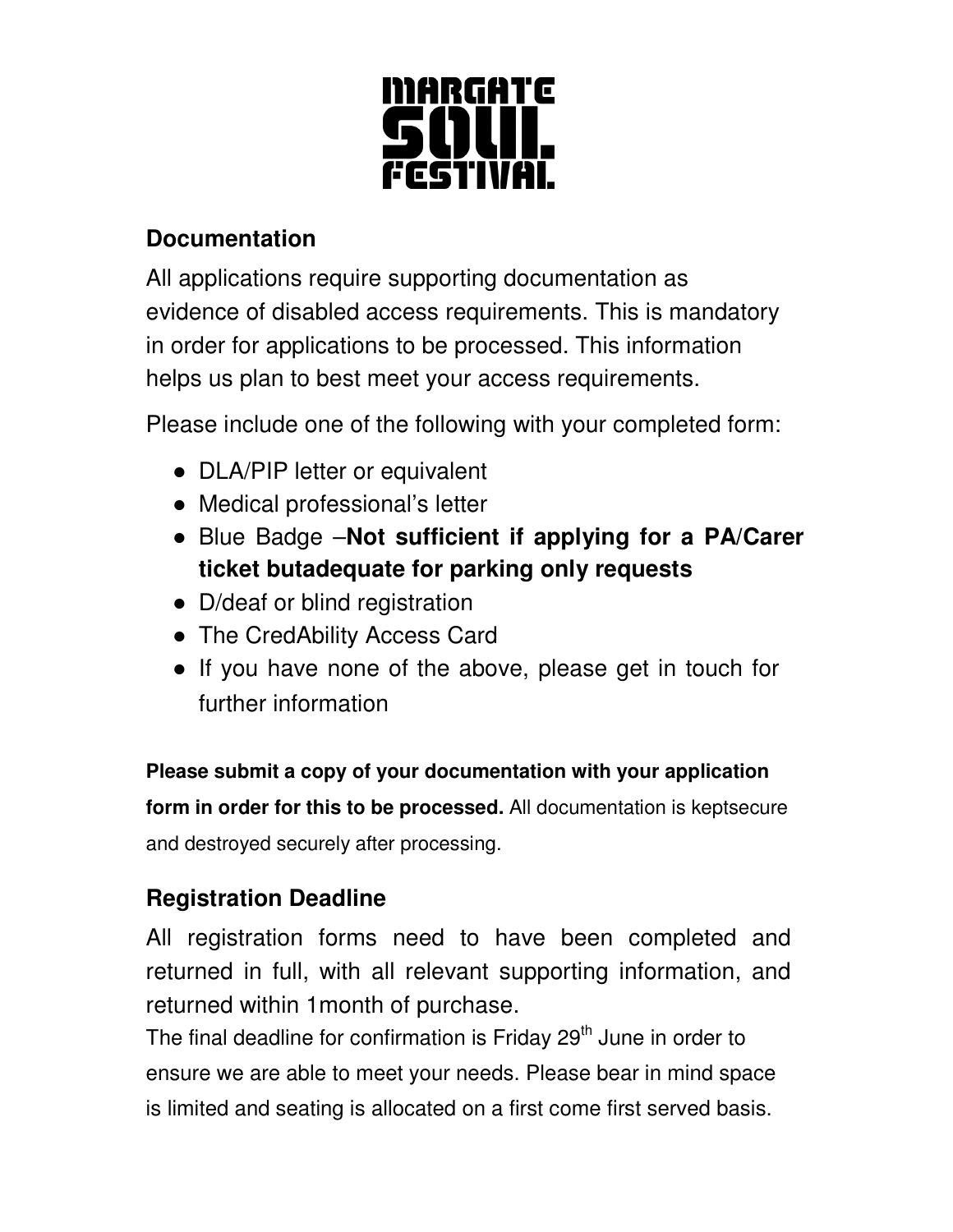MARGATE SOUL FESTIVAL

## Documentation

All applications require supporting documentation as evidence of disabled access requirements. This is mandatory in order for applications to be processed. This information helps us plan to best meet your access requirements.

Please include one of the following with your completed form:

- DLA/PIP letter or equivalent
- Medical professional's letter
- Blue Badge –**Not sufficient if applying for a PA/Carer ticket butadequate for parking only requests**
- D/deaf or blind registration
- The CredAbility Access Card
- If you have none of the above, please get in touch for further information

**Please submit a copy of your documentation with your application form in order for this to be processed.** All documentation is keptsecure and destroyed securely after processing.

## Registration Deadline

All registration forms need to have been completed and returned in full, with all relevant supporting information, and returned within 1month of purchase.

The final deadline for confirmation is Friday 29th June in order to ensure we are able to meet your needs. Please bear in mind space is limited and seating is allocated on a first come first served basis.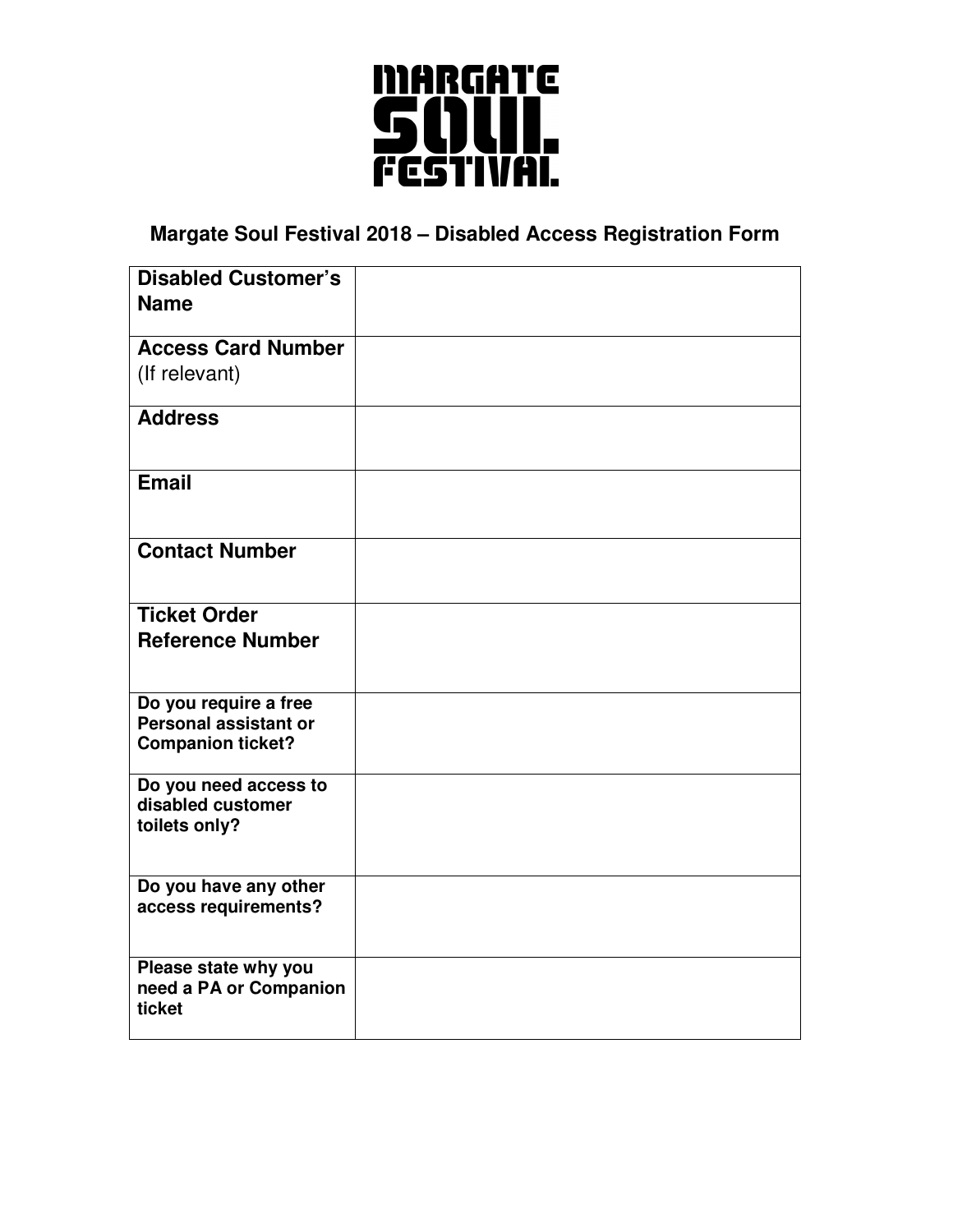MARGATE SOUL FESTIVAL

## Margate Soul Festival 2018 – Disabled Access Registration Form

| | |
|---|---|
| **Disabled Customer's Name** | |
| **Access Card Number** (If relevant) | |
| **Address** | |
| **Email** | |
| **Contact Number** | |
| **Ticket Order Reference Number** | |
| **Do you require a free Personal assistant or Companion ticket?** | |
| **Do you need access to disabled customer toilets only?** | |
| **Do you have any other access requirements?** | |
| **Please state why you need a PA or Companion ticket** | |